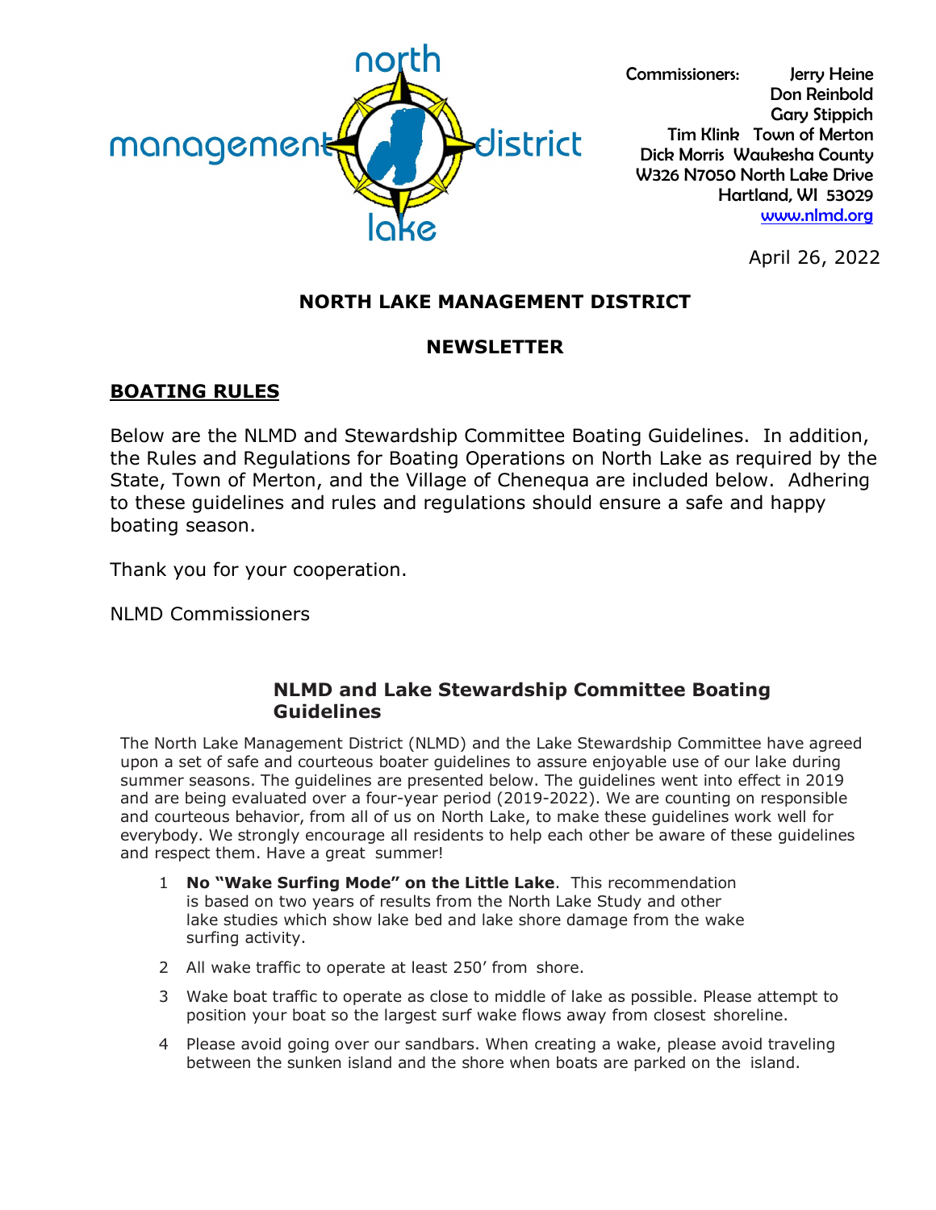north management district lake

Commissioners: Jerry Heine
Don Reinbold
Gary Stippich
Tim Klink Town of Merton
Dick Morris Waukesha County
W326 N7050 North Lake Drive
Hartland, WI 53029
www.nlmd.org

April 26, 2022

# NORTH LAKE MANAGEMENT DISTRICT

## NEWSLETTER

## BOATING RULES

Below are the NLMD and Stewardship Committee Boating Guidelines. In addition, the Rules and Regulations for Boating Operations on North Lake as required by the State, Town of Merton, and the Village of Chenequa are included below. Adhering to these guidelines and rules and regulations should ensure a safe and happy boating season.

Thank you for your cooperation.

NLMD Commissioners

### NLMD and Lake Stewardship Committee Boating Guidelines

The North Lake Management District (NLMD) and the Lake Stewardship Committee have agreed upon a set of safe and courteous boater guidelines to assure enjoyable use of our lake during summer seasons. The guidelines are presented below. The guidelines went into effect in 2019 and are being evaluated over a four-year period (2019-2022). We are counting on responsible and courteous behavior, from all of us on North Lake, to make these guidelines work well for everybody. We strongly encourage all residents to help each other be aware of these guidelines and respect them. Have a great summer!

1. **No "Wake Surfing Mode" on the Little Lake**. This recommendation is based on two years of results from the North Lake Study and other lake studies which show lake bed and lake shore damage from the wake surfing activity.
2. All wake traffic to operate at least 250' from shore.
3. Wake boat traffic to operate as close to middle of lake as possible. Please attempt to position your boat so the largest surf wake flows away from closest shoreline.
4. Please avoid going over our sandbars. When creating a wake, please avoid traveling between the sunken island and the shore when boats are parked on the island.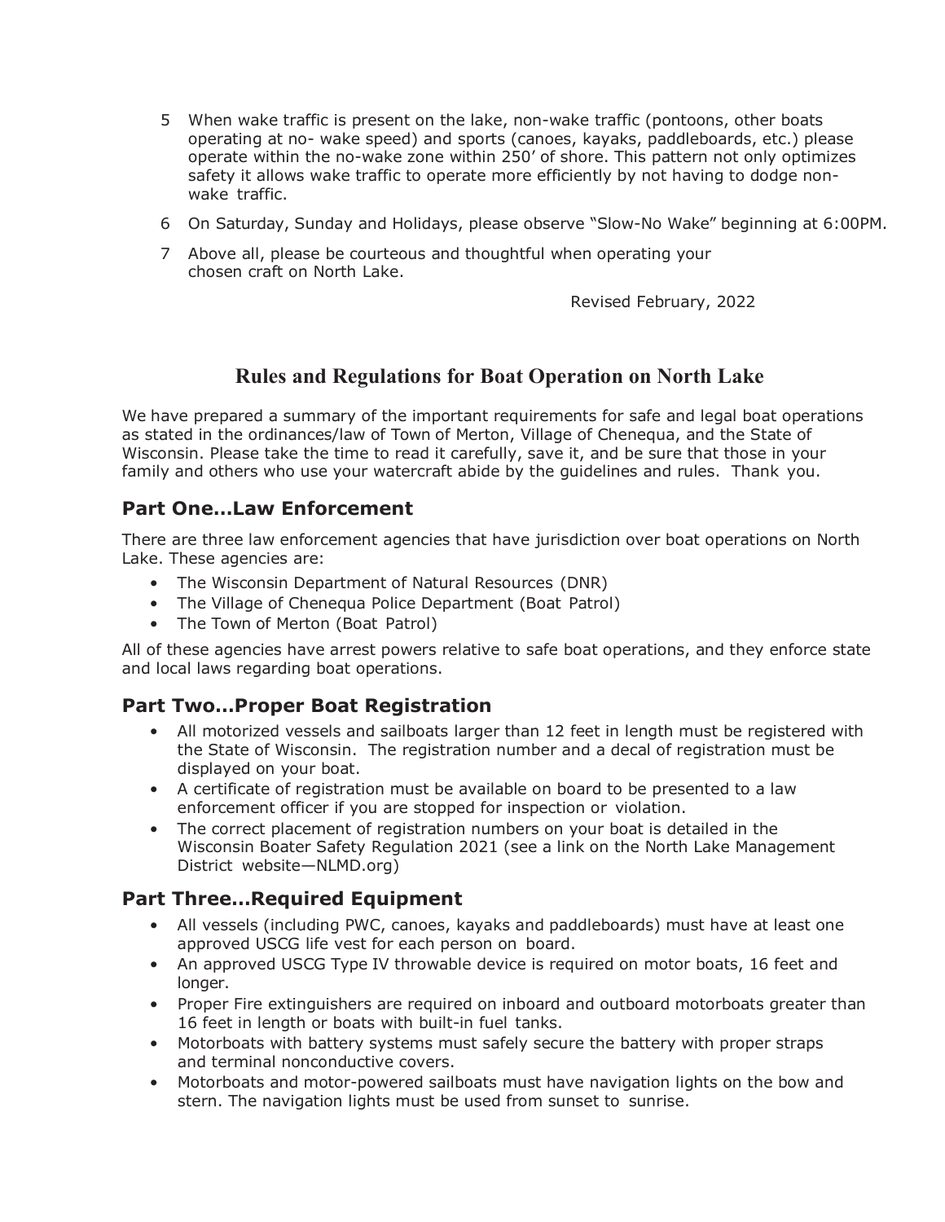5. When wake traffic is present on the lake, non-wake traffic (pontoons, other boats operating at no- wake speed) and sports (canoes, kayaks, paddleboards, etc.) please operate within the no-wake zone within 250' of shore. This pattern not only optimizes safety it allows wake traffic to operate more efficiently by not having to dodge non-wake traffic.
6. On Saturday, Sunday and Holidays, please observe "Slow-No Wake" beginning at 6:00PM.
7. Above all, please be courteous and thoughtful when operating your chosen craft on North Lake.

Revised February, 2022

## Rules and Regulations for Boat Operation on North Lake

We have prepared a summary of the important requirements for safe and legal boat operations as stated in the ordinances/law of Town of Merton, Village of Chenequa, and the State of Wisconsin. Please take the time to read it carefully, save it, and be sure that those in your family and others who use your watercraft abide by the guidelines and rules. Thank you.

### Part One...Law Enforcement

There are three law enforcement agencies that have jurisdiction over boat operations on North Lake. These agencies are:

- The Wisconsin Department of Natural Resources (DNR)
- The Village of Chenequa Police Department (Boat Patrol)
- The Town of Merton (Boat Patrol)

All of these agencies have arrest powers relative to safe boat operations, and they enforce state and local laws regarding boat operations.

### Part Two...Proper Boat Registration

- All motorized vessels and sailboats larger than 12 feet in length must be registered with the State of Wisconsin. The registration number and a decal of registration must be displayed on your boat.
- A certificate of registration must be available on board to be presented to a law enforcement officer if you are stopped for inspection or violation.
- The correct placement of registration numbers on your boat is detailed in the Wisconsin Boater Safety Regulation 2021 (see a link on the North Lake Management District website—NLMD.org)

### Part Three...Required Equipment

- All vessels (including PWC, canoes, kayaks and paddleboards) must have at least one approved USCG life vest for each person on board.
- An approved USCG Type IV throwable device is required on motor boats, 16 feet and longer.
- Proper Fire extinguishers are required on inboard and outboard motorboats greater than 16 feet in length or boats with built-in fuel tanks.
- Motorboats with battery systems must safely secure the battery with proper straps and terminal nonconductive covers.
- Motorboats and motor-powered sailboats must have navigation lights on the bow and stern. The navigation lights must be used from sunset to sunrise.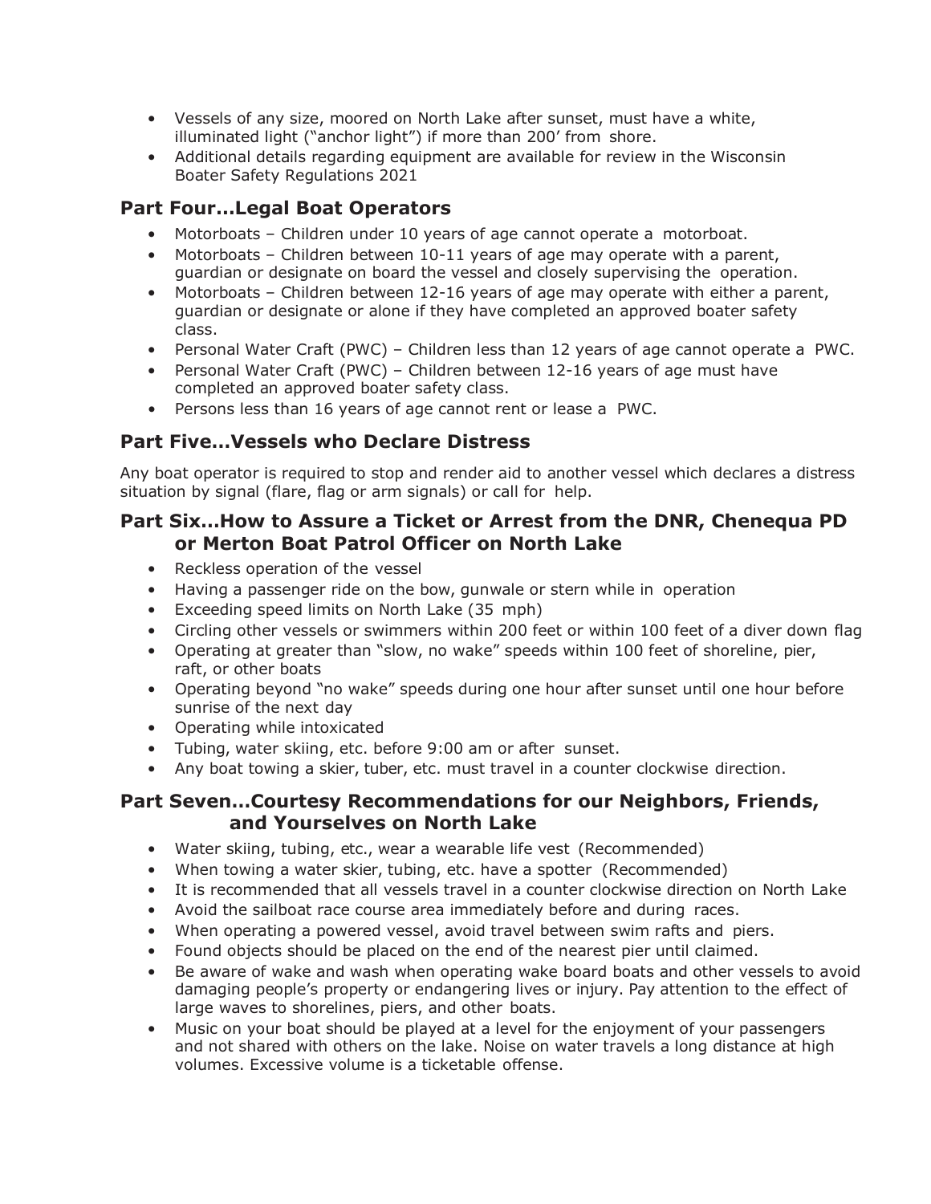- Vessels of any size, moored on North Lake after sunset, must have a white, illuminated light ("anchor light") if more than 200' from shore.
- Additional details regarding equipment are available for review in the Wisconsin Boater Safety Regulations 2021

## Part Four…Legal Boat Operators

- Motorboats – Children under 10 years of age cannot operate a motorboat.
- Motorboats – Children between 10-11 years of age may operate with a parent, guardian or designate on board the vessel and closely supervising the operation.
- Motorboats – Children between 12-16 years of age may operate with either a parent, guardian or designate or alone if they have completed an approved boater safety class.
- Personal Water Craft (PWC) – Children less than 12 years of age cannot operate a PWC.
- Personal Water Craft (PWC) – Children between 12-16 years of age must have completed an approved boater safety class.
- Persons less than 16 years of age cannot rent or lease a PWC.

## Part Five…Vessels who Declare Distress

Any boat operator is required to stop and render aid to another vessel which declares a distress situation by signal (flare, flag or arm signals) or call for help.

## Part Six…How to Assure a Ticket or Arrest from the DNR, Chenequa PD or Merton Boat Patrol Officer on North Lake

- Reckless operation of the vessel
- Having a passenger ride on the bow, gunwale or stern while in operation
- Exceeding speed limits on North Lake (35 mph)
- Circling other vessels or swimmers within 200 feet or within 100 feet of a diver down flag
- Operating at greater than "slow, no wake" speeds within 100 feet of shoreline, pier, raft, or other boats
- Operating beyond "no wake" speeds during one hour after sunset until one hour before sunrise of the next day
- Operating while intoxicated
- Tubing, water skiing, etc. before 9:00 am or after sunset.
- Any boat towing a skier, tuber, etc. must travel in a counter clockwise direction.

## Part Seven…Courtesy Recommendations for our Neighbors, Friends, and Yourselves on North Lake

- Water skiing, tubing, etc., wear a wearable life vest (Recommended)
- When towing a water skier, tubing, etc. have a spotter (Recommended)
- It is recommended that all vessels travel in a counter clockwise direction on North Lake
- Avoid the sailboat race course area immediately before and during races.
- When operating a powered vessel, avoid travel between swim rafts and piers.
- Found objects should be placed on the end of the nearest pier until claimed.
- Be aware of wake and wash when operating wake board boats and other vessels to avoid damaging people's property or endangering lives or injury. Pay attention to the effect of large waves to shorelines, piers, and other boats.
- Music on your boat should be played at a level for the enjoyment of your passengers and not shared with others on the lake. Noise on water travels a long distance at high volumes. Excessive volume is a ticketable offense.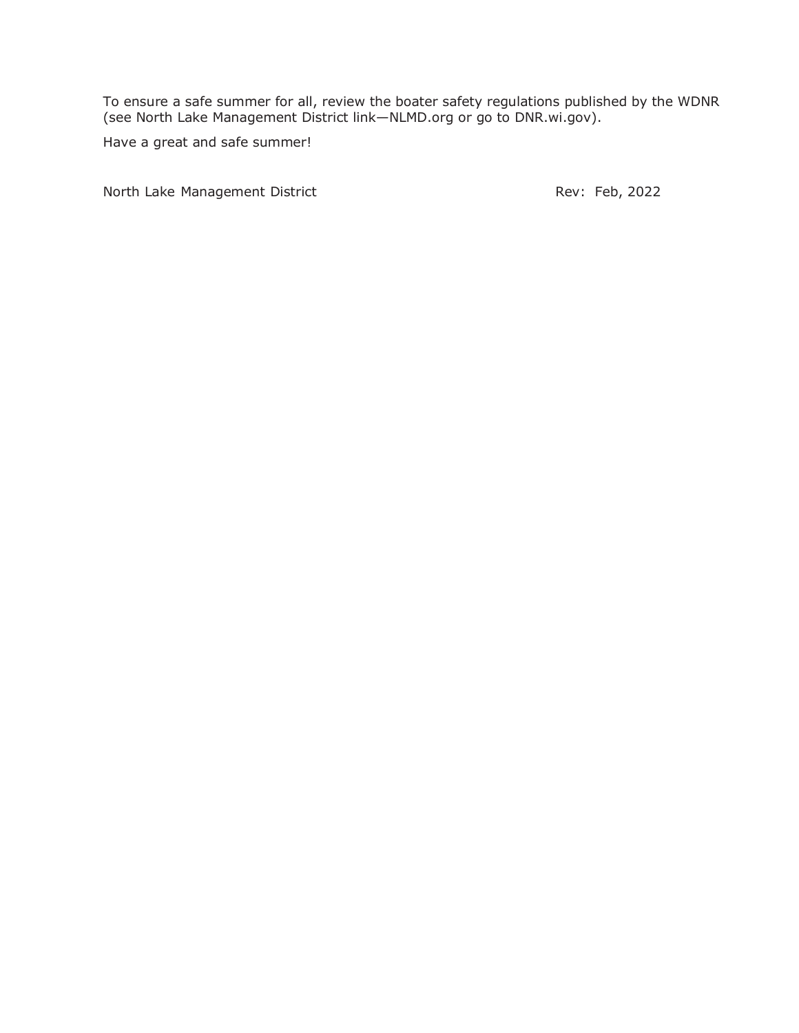To ensure a safe summer for all, review the boater safety regulations published by the WDNR (see North Lake Management District link—NLMD.org or go to DNR.wi.gov).

Have a great and safe summer!

North Lake Management District Rev: Feb, 2022